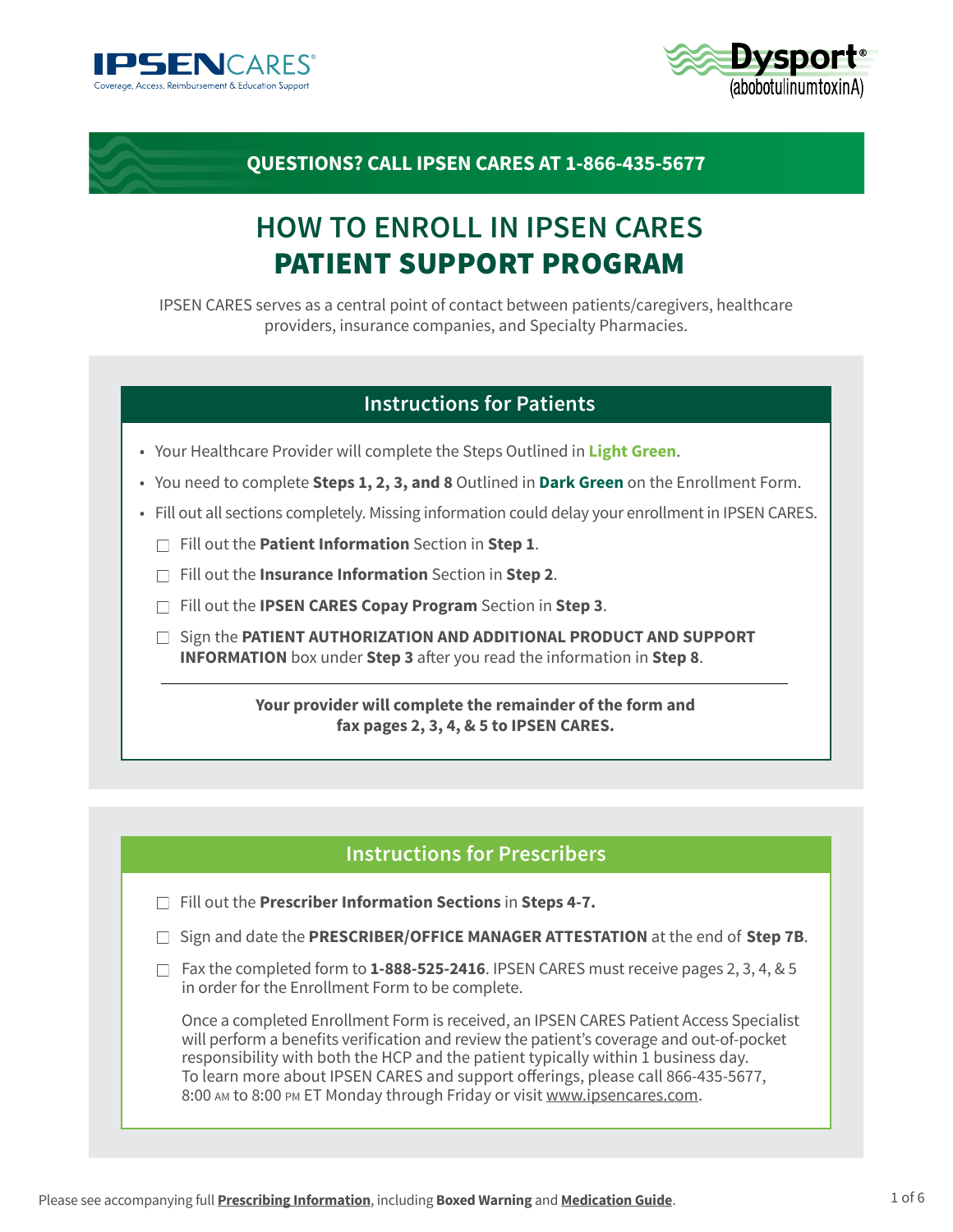IPSEN CARES®
Coverage, Access, Reimbursement & Education Support

Dysport® (abobotulinumtoxinA)

**QUESTIONS? CALL IPSEN CARES AT 1-866-435-5677**

# HOW TO ENROLL IN IPSEN CARES PATIENT SUPPORT PROGRAM

IPSEN CARES serves as a central point of contact between patients/caregivers, healthcare providers, insurance companies, and Specialty Pharmacies.

## Instructions for Patients

- Your Healthcare Provider will complete the Steps Outlined in **Light Green**.
- You need to complete **Steps 1, 2, 3, and 8** Outlined in **Dark Green** on the Enrollment Form.
- Fill out all sections completely. Missing information could delay your enrollment in IPSEN CARES.
  - ☐ Fill out the **Patient Information** Section in **Step 1**.
  - ☐ Fill out the **Insurance Information** Section in **Step 2**.
  - ☐ Fill out the **IPSEN CARES Copay Program** Section in **Step 3**.
  - ☐ Sign the **PATIENT AUTHORIZATION AND ADDITIONAL PRODUCT AND SUPPORT INFORMATION** box under **Step 3** after you read the information in **Step 8**.

**Your provider will complete the remainder of the form and fax pages 2, 3, 4, & 5 to IPSEN CARES.**

## Instructions for Prescribers

- ☐ Fill out the **Prescriber Information Sections** in **Steps 4-7.**
- ☐ Sign and date the **PRESCRIBER/OFFICE MANAGER ATTESTATION** at the end of **Step 7B**.
- ☐ Fax the completed form to **1-888-525-2416**. IPSEN CARES must receive pages 2, 3, 4, & 5 in order for the Enrollment Form to be complete.

  Once a completed Enrollment Form is received, an IPSEN CARES Patient Access Specialist will perform a benefits verification and review the patient's coverage and out-of-pocket responsibility with both the HCP and the patient typically within 1 business day. To learn more about IPSEN CARES and support offerings, please call 866-435-5677, 8:00 AM to 8:00 PM ET Monday through Friday or visit www.ipsencares.com.

Please see accompanying full **Prescribing Information**, including **Boxed Warning** and **Medication Guide**.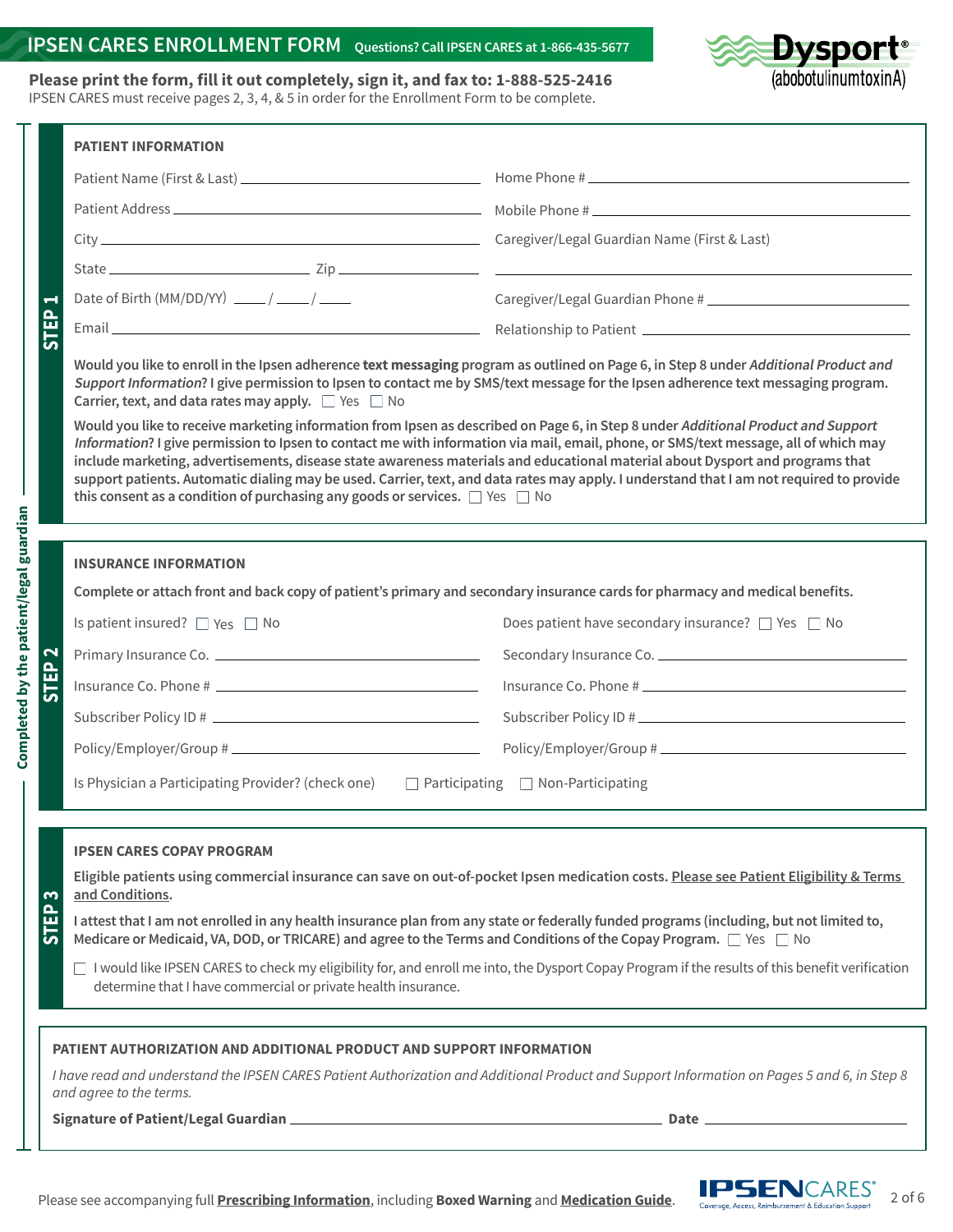# IPSEN CARES ENROLLMENT FORM

Questions? Call IPSEN CARES at 1-866-435-5677

Dysport® (abobotulinumtoxinA)

**Please print the form, fill it out completely, sign it, and fax to: 1-888-525-2416**

IPSEN CARES must receive pages 2, 3, 4, & 5 in order for the Enrollment Form to be complete.

*Completed by the patient/legal guardian*

## STEP 1

### PATIENT INFORMATION

Patient Name (First & Last) ____________________

Patient Address ____________________

City ____________________

State ____________ Zip ____________

Date of Birth (MM/DD/YY) ____ / ____ / ____

Email ____________________

Home Phone # ____________________

Mobile Phone # ____________________

Caregiver/Legal Guardian Name (First & Last) ____________________

Caregiver/Legal Guardian Phone # ____________________

Relationship to Patient ____________________

**Would you like to enroll in the Ipsen adherence text messaging program as outlined on Page 6, in Step 8 under *Additional Product and Support Information*? I give permission to Ipsen to contact me by SMS/text message for the Ipsen adherence text messaging program. Carrier, text, and data rates may apply.** ☐ Yes ☐ No

**Would you like to receive marketing information from Ipsen as described on Page 6, in Step 8 under *Additional Product and Support Information*? I give permission to Ipsen to contact me with information via mail, email, phone, or SMS/text message, all of which may include marketing, advertisements, disease state awareness materials and educational material about Dysport and programs that support patients. Automatic dialing may be used. Carrier, text, and data rates may apply. I understand that I am not required to provide this consent as a condition of purchasing any goods or services.** ☐ Yes ☐ No

## STEP 2

### INSURANCE INFORMATION

**Complete or attach front and back copy of patient's primary and secondary insurance cards for pharmacy and medical benefits.**

Is patient insured? ☐ Yes ☐ No

Primary Insurance Co. ____________________

Insurance Co. Phone # ____________________

Subscriber Policy ID # ____________________

Policy/Employer/Group # ____________________

Does patient have secondary insurance? ☐ Yes ☐ No

Secondary Insurance Co. ____________________

Insurance Co. Phone # ____________________

Subscriber Policy ID # ____________________

Policy/Employer/Group # ____________________

Is Physician a Participating Provider? (check one) ☐ Participating ☐ Non-Participating

## STEP 3

### IPSEN CARES COPAY PROGRAM

**Eligible patients using commercial insurance can save on out-of-pocket Ipsen medication costs. Please see Patient Eligibility & Terms and Conditions.**

**I attest that I am not enrolled in any health insurance plan from any state or federally funded programs (including, but not limited to, Medicare or Medicaid, VA, DOD, or TRICARE) and agree to the Terms and Conditions of the Copay Program.** ☐ Yes ☐ No

☐ I would like IPSEN CARES to check my eligibility for, and enroll me into, the Dysport Copay Program if the results of this benefit verification determine that I have commercial or private health insurance.

### PATIENT AUTHORIZATION AND ADDITIONAL PRODUCT AND SUPPORT INFORMATION

*I have read and understand the IPSEN CARES Patient Authorization and Additional Product and Support Information on Pages 5 and 6, in Step 8 and agree to the terms.*

**Signature of Patient/Legal Guardian** ____________________ **Date** ____________

Please see accompanying full **Prescribing Information**, including **Boxed Warning** and **Medication Guide**.

IPSEN CARES® Coverage, Access, Reimbursement & Education Support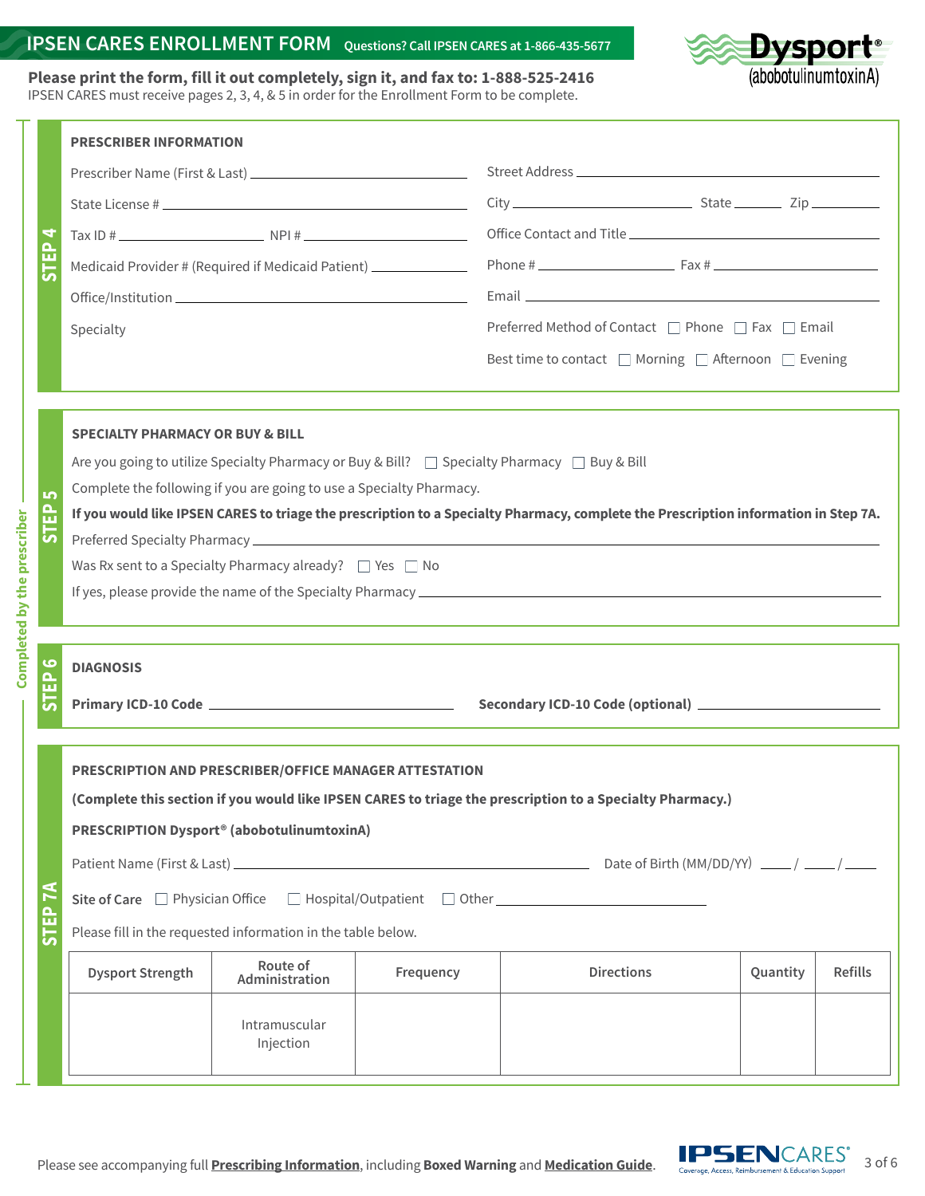# IPSEN CARES ENROLLMENT FORM

Questions? Call IPSEN CARES at 1-866-435-5677

Dysport® (abobotulinumtoxinA)

**Please print the form, fill it out completely, sign it, and fax to: 1-888-525-2416**

IPSEN CARES must receive pages 2, 3, 4, & 5 in order for the Enrollment Form to be complete.

*Completed by the prescriber*

## STEP 4

### PRESCRIBER INFORMATION

Prescriber Name (First & Last) ______________________

State License # ______________________

Tax ID # ____________ NPI # ____________

Medicaid Provider # (Required if Medicaid Patient) ____________

Office/Institution ______________________

Specialty

Street Address ______________________

City ____________ State ______ Zip ______

Office Contact and Title ______________________

Phone # ____________ Fax # ____________

Email ______________________

Preferred Method of Contact ☐ Phone ☐ Fax ☐ Email

Best time to contact ☐ Morning ☐ Afternoon ☐ Evening

## STEP 5

### SPECIALTY PHARMACY OR BUY & BILL

Are you going to utilize Specialty Pharmacy or Buy & Bill? ☐ Specialty Pharmacy ☐ Buy & Bill

Complete the following if you are going to use a Specialty Pharmacy.

**If you would like IPSEN CARES to triage the prescription to a Specialty Pharmacy, complete the Prescription information in Step 7A.**

Preferred Specialty Pharmacy ______________________

Was Rx sent to a Specialty Pharmacy already? ☐ Yes ☐ No

If yes, please provide the name of the Specialty Pharmacy ______________________

## STEP 6

### DIAGNOSIS

**Primary ICD-10 Code** ____________ **Secondary ICD-10 Code (optional)** ____________

## STEP 7A

### PRESCRIPTION AND PRESCRIBER/OFFICE MANAGER ATTESTATION

**(Complete this section if you would like IPSEN CARES to triage the prescription to a Specialty Pharmacy.)**

**PRESCRIPTION Dysport® (abobotulinumtoxinA)**

Patient Name (First & Last) ______________________ Date of Birth (MM/DD/YY) ____/____/____

**Site of Care** ☐ Physician Office ☐ Hospital/Outpatient ☐ Other ____________

Please fill in the requested information in the table below.

| Dysport Strength | Route of Administration | Frequency | Directions | Quantity | Refills |
|---|---|---|---|---|---|
| | Intramuscular Injection | | | | |

Please see accompanying full **Prescribing Information**, including **Boxed Warning** and **Medication Guide**.

IPSEN CARES® Coverage, Access, Reimbursement & Education Support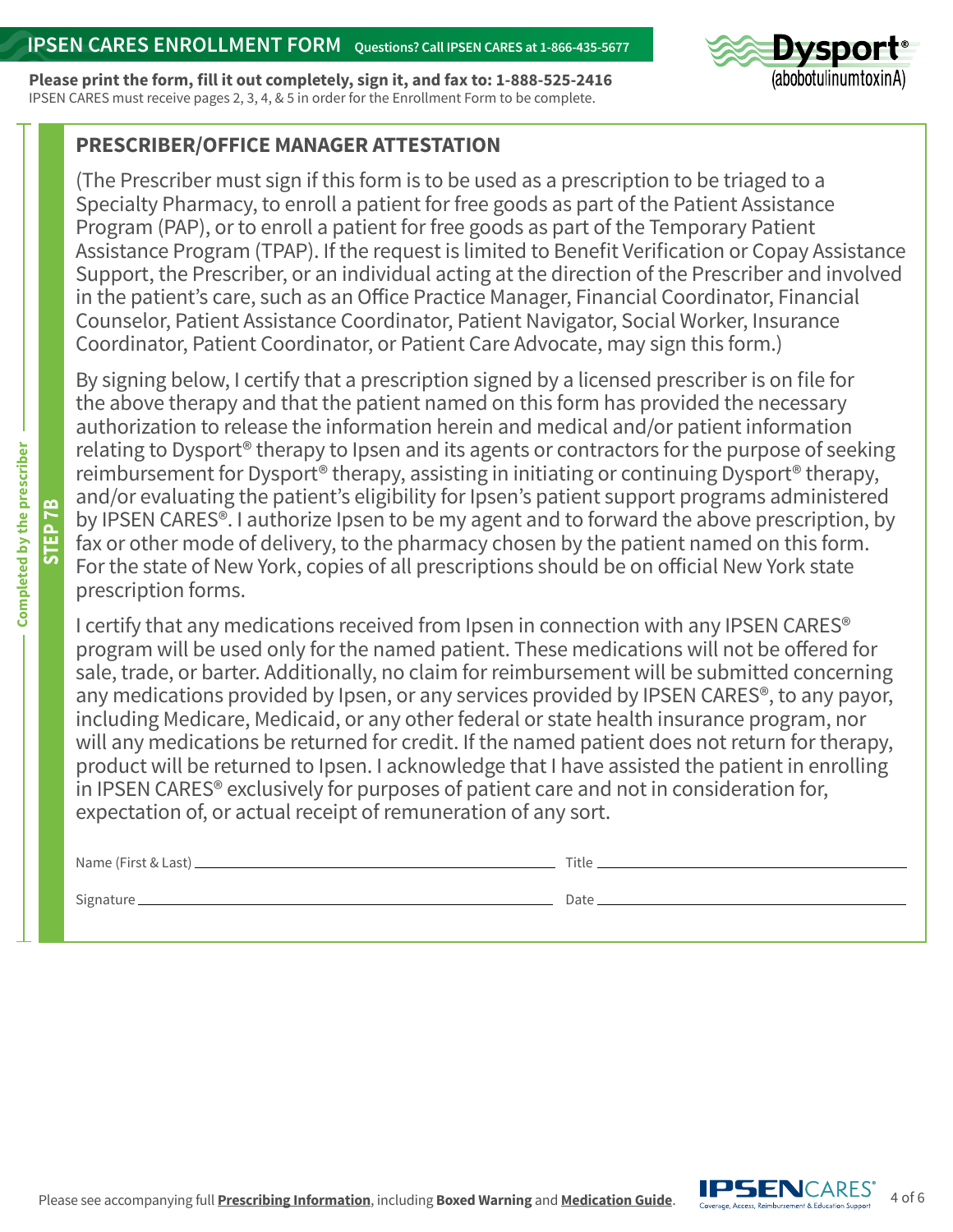# IPSEN CARES ENROLLMENT FORM

Questions? Call IPSEN CARES at 1-866-435-5677

**Please print the form, fill it out completely, sign it, and fax to: 1-888-525-2416**
IPSEN CARES must receive pages 2, 3, 4, & 5 in order for the Enrollment Form to be complete.

Completed by the prescriber

**STEP 7B**

## PRESCRIBER/OFFICE MANAGER ATTESTATION

(The Prescriber must sign if this form is to be used as a prescription to be triaged to a Specialty Pharmacy, to enroll a patient for free goods as part of the Patient Assistance Program (PAP), or to enroll a patient for free goods as part of the Temporary Patient Assistance Program (TPAP). If the request is limited to Benefit Verification or Copay Assistance Support, the Prescriber, or an individual acting at the direction of the Prescriber and involved in the patient's care, such as an Office Practice Manager, Financial Coordinator, Financial Counselor, Patient Assistance Coordinator, Patient Navigator, Social Worker, Insurance Coordinator, Patient Coordinator, or Patient Care Advocate, may sign this form.)

By signing below, I certify that a prescription signed by a licensed prescriber is on file for the above therapy and that the patient named on this form has provided the necessary authorization to release the information herein and medical and/or patient information relating to Dysport® therapy to Ipsen and its agents or contractors for the purpose of seeking reimbursement for Dysport® therapy, assisting in initiating or continuing Dysport® therapy, and/or evaluating the patient's eligibility for Ipsen's patient support programs administered by IPSEN CARES®. I authorize Ipsen to be my agent and to forward the above prescription, by fax or other mode of delivery, to the pharmacy chosen by the patient named on this form. For the state of New York, copies of all prescriptions should be on official New York state prescription forms.

I certify that any medications received from Ipsen in connection with any IPSEN CARES® program will be used only for the named patient. These medications will not be offered for sale, trade, or barter. Additionally, no claim for reimbursement will be submitted concerning any medications provided by Ipsen, or any services provided by IPSEN CARES®, to any payor, including Medicare, Medicaid, or any other federal or state health insurance program, nor will any medications be returned for credit. If the named patient does not return for therapy, product will be returned to Ipsen. I acknowledge that I have assisted the patient in enrolling in IPSEN CARES® exclusively for purposes of patient care and not in consideration for, expectation of, or actual receipt of remuneration of any sort.

Name (First & Last) ______________________ Title ______________________

Signature ______________________ Date ______________________

Please see accompanying full **Prescribing Information**, including **Boxed Warning** and **Medication Guide**.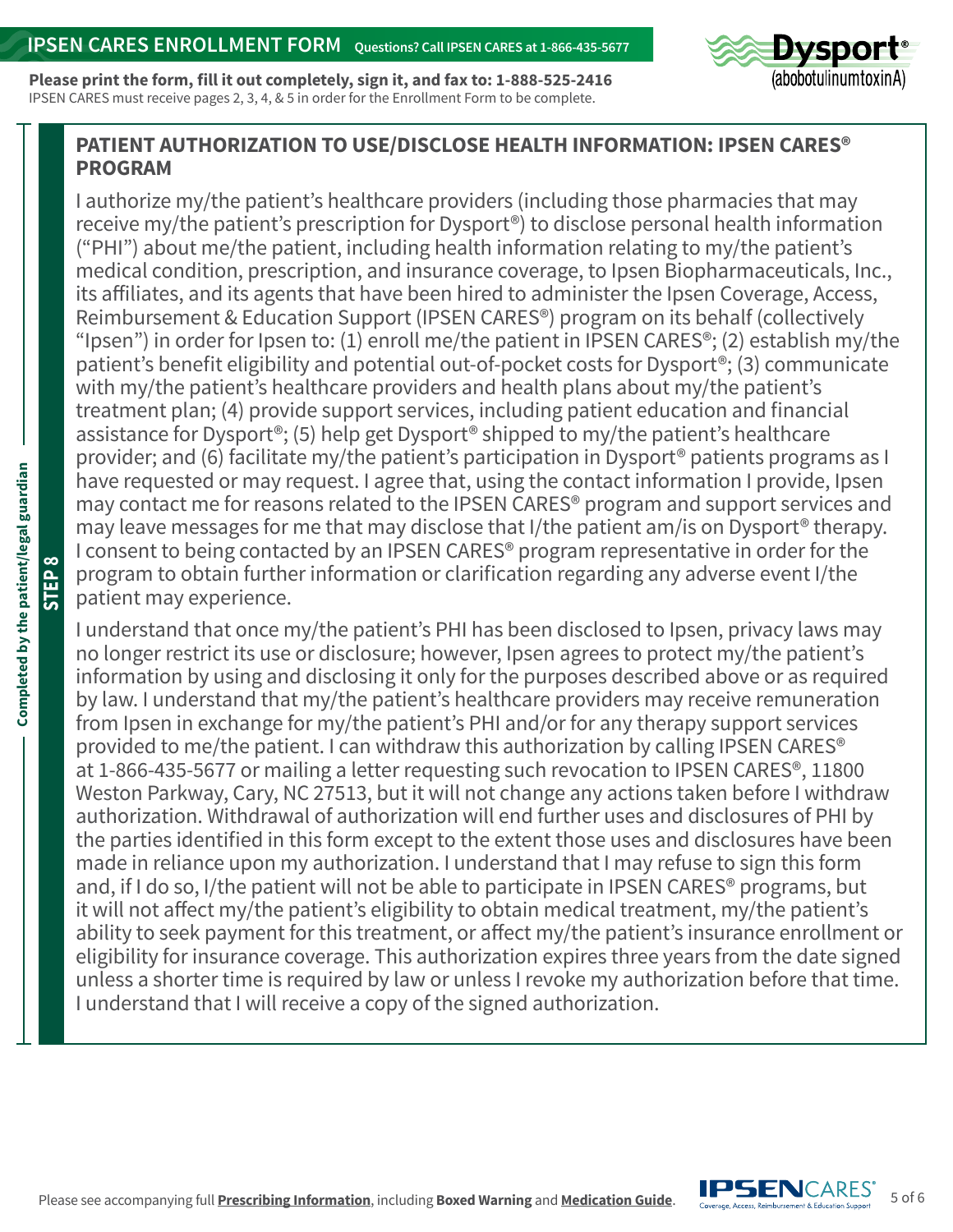## IPSEN CARES ENROLLMENT FORM

Questions? Call IPSEN CARES at 1-866-435-5677

**Please print the form, fill it out completely, sign it, and fax to: 1-888-525-2416**
IPSEN CARES must receive pages 2, 3, 4, & 5 in order for the Enrollment Form to be complete.

Dysport® (abobotulinumtoxinA)

**STEP 8** — **Completed by the patient/legal guardian**

### PATIENT AUTHORIZATION TO USE/DISCLOSE HEALTH INFORMATION: IPSEN CARES® PROGRAM

I authorize my/the patient's healthcare providers (including those pharmacies that may receive my/the patient's prescription for Dysport®) to disclose personal health information ("PHI") about me/the patient, including health information relating to my/the patient's medical condition, prescription, and insurance coverage, to Ipsen Biopharmaceuticals, Inc., its affiliates, and its agents that have been hired to administer the Ipsen Coverage, Access, Reimbursement & Education Support (IPSEN CARES®) program on its behalf (collectively "Ipsen") in order for Ipsen to: (1) enroll me/the patient in IPSEN CARES®; (2) establish my/the patient's benefit eligibility and potential out-of-pocket costs for Dysport®; (3) communicate with my/the patient's healthcare providers and health plans about my/the patient's treatment plan; (4) provide support services, including patient education and financial assistance for Dysport®; (5) help get Dysport® shipped to my/the patient's healthcare provider; and (6) facilitate my/the patient's participation in Dysport® patients programs as I have requested or may request. I agree that, using the contact information I provide, Ipsen may contact me for reasons related to the IPSEN CARES® program and support services and may leave messages for me that may disclose that I/the patient am/is on Dysport® therapy. I consent to being contacted by an IPSEN CARES® program representative in order for the program to obtain further information or clarification regarding any adverse event I/the patient may experience.

I understand that once my/the patient's PHI has been disclosed to Ipsen, privacy laws may no longer restrict its use or disclosure; however, Ipsen agrees to protect my/the patient's information by using and disclosing it only for the purposes described above or as required by law. I understand that my/the patient's healthcare providers may receive remuneration from Ipsen in exchange for my/the patient's PHI and/or for any therapy support services provided to me/the patient. I can withdraw this authorization by calling IPSEN CARES® at 1-866-435-5677 or mailing a letter requesting such revocation to IPSEN CARES®, 11800 Weston Parkway, Cary, NC 27513, but it will not change any actions taken before I withdraw authorization. Withdrawal of authorization will end further uses and disclosures of PHI by the parties identified in this form except to the extent those uses and disclosures have been made in reliance upon my authorization. I understand that I may refuse to sign this form and, if I do so, I/the patient will not be able to participate in IPSEN CARES® programs, but it will not affect my/the patient's eligibility to obtain medical treatment, my/the patient's ability to seek payment for this treatment, or affect my/the patient's insurance enrollment or eligibility for insurance coverage. This authorization expires three years from the date signed unless a shorter time is required by law or unless I revoke my authorization before that time. I understand that I will receive a copy of the signed authorization.

Please see accompanying full **Prescribing Information**, including **Boxed Warning** and **Medication Guide**.

IPSEN CARES® Coverage, Access, Reimbursement & Education Support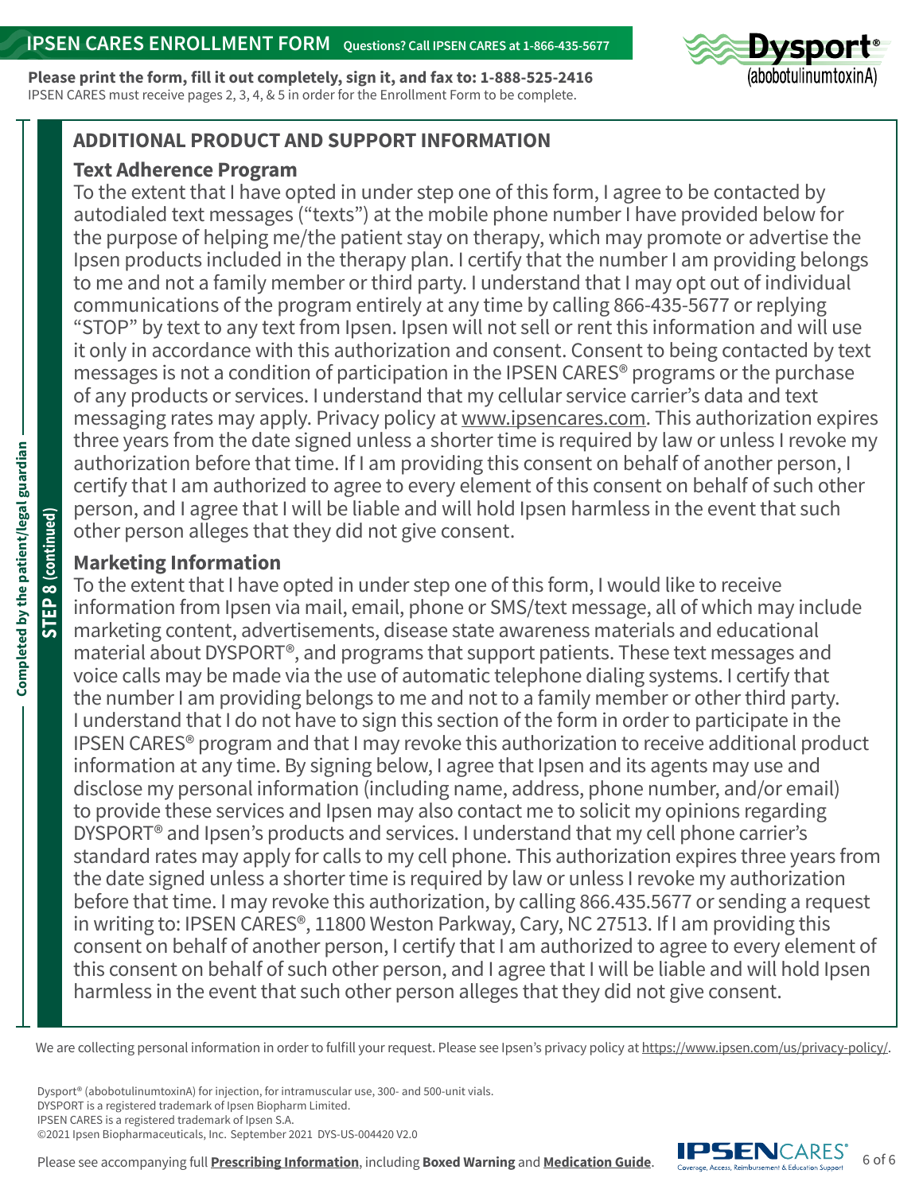IPSEN CARES ENROLLMENT FORM Questions? Call IPSEN CARES at 1-866-435-5677

**Please print the form, fill it out completely, sign it, and fax to: 1-888-525-2416**
IPSEN CARES must receive pages 2, 3, 4, & 5 in order for the Enrollment Form to be complete.

Dysport® (abobotulinumtoxinA)

Completed by the patient/legal guardian

STEP 8 (continued)

## ADDITIONAL PRODUCT AND SUPPORT INFORMATION

### Text Adherence Program

To the extent that I have opted in under step one of this form, I agree to be contacted by autodialed text messages ("texts") at the mobile phone number I have provided below for the purpose of helping me/the patient stay on therapy, which may promote or advertise the Ipsen products included in the therapy plan. I certify that the number I am providing belongs to me and not a family member or third party. I understand that I may opt out of individual communications of the program entirely at any time by calling 866-435-5677 or replying "STOP" by text to any text from Ipsen. Ipsen will not sell or rent this information and will use it only in accordance with this authorization and consent. Consent to being contacted by text messages is not a condition of participation in the IPSEN CARES® programs or the purchase of any products or services. I understand that my cellular service carrier's data and text messaging rates may apply. Privacy policy at www.ipsencares.com. This authorization expires three years from the date signed unless a shorter time is required by law or unless I revoke my authorization before that time. If I am providing this consent on behalf of another person, I certify that I am authorized to agree to every element of this consent on behalf of such other person, and I agree that I will be liable and will hold Ipsen harmless in the event that such other person alleges that they did not give consent.

### Marketing Information

To the extent that I have opted in under step one of this form, I would like to receive information from Ipsen via mail, email, phone or SMS/text message, all of which may include marketing content, advertisements, disease state awareness materials and educational material about DYSPORT®, and programs that support patients. These text messages and voice calls may be made via the use of automatic telephone dialing systems. I certify that the number I am providing belongs to me and not to a family member or other third party. I understand that I do not have to sign this section of the form in order to participate in the IPSEN CARES® program and that I may revoke this authorization to receive additional product information at any time. By signing below, I agree that Ipsen and its agents may use and disclose my personal information (including name, address, phone number, and/or email) to provide these services and Ipsen may also contact me to solicit my opinions regarding DYSPORT® and Ipsen's products and services. I understand that my cell phone carrier's standard rates may apply for calls to my cell phone. This authorization expires three years from the date signed unless a shorter time is required by law or unless I revoke my authorization before that time. I may revoke this authorization, by calling 866.435.5677 or sending a request in writing to: IPSEN CARES®, 11800 Weston Parkway, Cary, NC 27513. If I am providing this consent on behalf of another person, I certify that I am authorized to agree to every element of this consent on behalf of such other person, and I agree that I will be liable and will hold Ipsen harmless in the event that such other person alleges that they did not give consent.

We are collecting personal information in order to fulfill your request. Please see Ipsen's privacy policy at https://www.ipsen.com/us/privacy-policy/.

Dysport® (abobotulinumtoxinA) for injection, for intramuscular use, 300- and 500-unit vials.
DYSPORT is a registered trademark of Ipsen Biopharm Limited.
IPSEN CARES is a registered trademark of Ipsen S.A.
©2021 Ipsen Biopharmaceuticals, Inc. September 2021 DYS-US-004420 V2.0

Please see accompanying full **Prescribing Information**, including **Boxed Warning** and **Medication Guide**.

IPSEN CARES® Coverage, Access, Reimbursement & Education Support